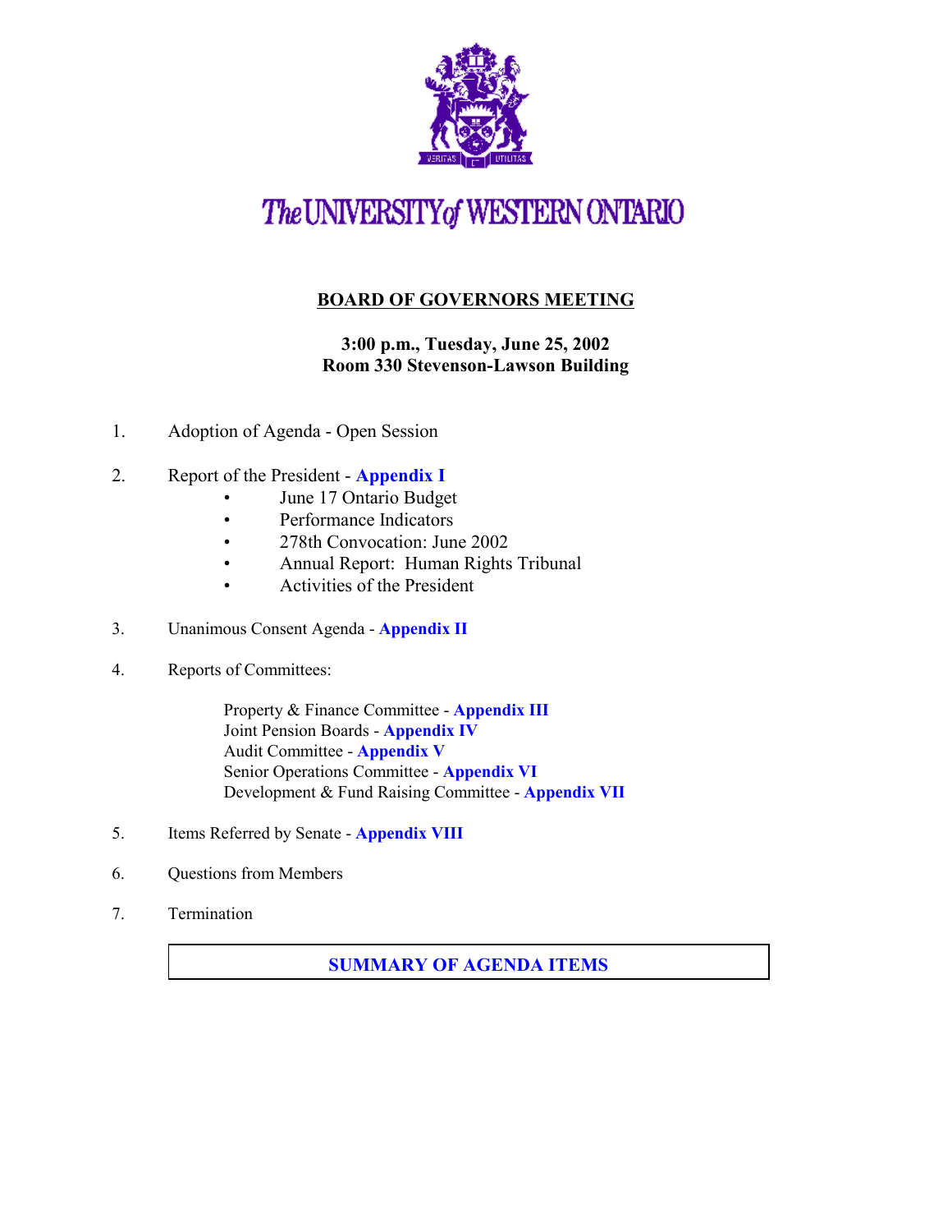# The UNIVERSITY of WESTERN ONTARIO

## BOARD OF GOVERNORS MEETING

**3:00 p.m., Tuesday, June 25, 2002**
**Room 330 Stevenson-Lawson Building**

1. Adoption of Agenda - Open Session

2. Report of the President - **Appendix I**
   - June 17 Ontario Budget
   - Performance Indicators
   - 278th Convocation: June 2002
   - Annual Report: Human Rights Tribunal
   - Activities of the President

3. Unanimous Consent Agenda - **Appendix II**

4. Reports of Committees:

   Property & Finance Committee - **Appendix III**
   Joint Pension Boards - **Appendix IV**
   Audit Committee - **Appendix V**
   Senior Operations Committee - **Appendix VI**
   Development & Fund Raising Committee - **Appendix VII**

5. Items Referred by Senate - **Appendix VIII**

6. Questions from Members

7. Termination

**SUMMARY OF AGENDA ITEMS**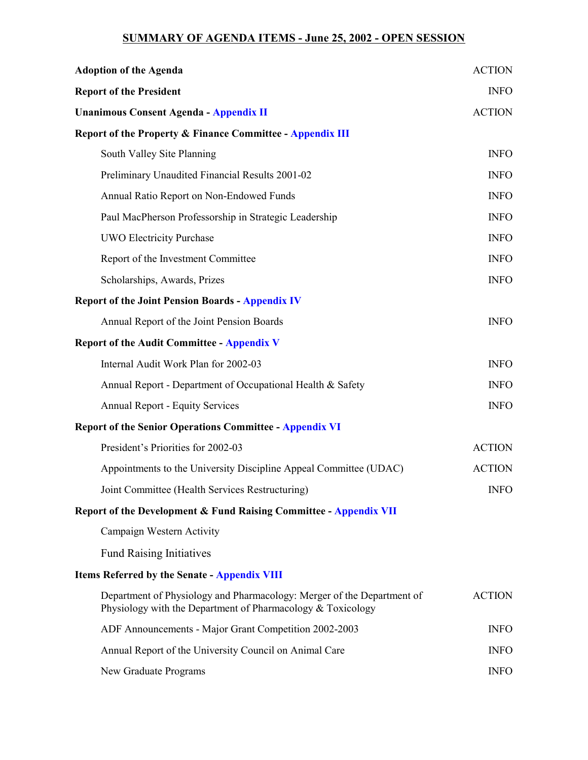## SUMMARY OF AGENDA ITEMS - June 25, 2002 - OPEN SESSION

| | |
|---|---|
| **Adoption of the Agenda** | ACTION |
| **Report of the President** | INFO |
| **Unanimous Consent Agenda - Appendix II** | ACTION |
| **Report of the Property & Finance Committee - Appendix III** | |
| South Valley Site Planning | INFO |
| Preliminary Unaudited Financial Results 2001-02 | INFO |
| Annual Ratio Report on Non-Endowed Funds | INFO |
| Paul MacPherson Professorship in Strategic Leadership | INFO |
| UWO Electricity Purchase | INFO |
| Report of the Investment Committee | INFO |
| Scholarships, Awards, Prizes | INFO |
| **Report of the Joint Pension Boards - Appendix IV** | |
| Annual Report of the Joint Pension Boards | INFO |
| **Report of the Audit Committee - Appendix V** | |
| Internal Audit Work Plan for 2002-03 | INFO |
| Annual Report - Department of Occupational Health & Safety | INFO |
| Annual Report - Equity Services | INFO |
| **Report of the Senior Operations Committee - Appendix VI** | |
| President's Priorities for 2002-03 | ACTION |
| Appointments to the University Discipline Appeal Committee (UDAC) | ACTION |
| Joint Committee (Health Services Restructuring) | INFO |
| **Report of the Development & Fund Raising Committee - Appendix VII** | |
| Campaign Western Activity | |
| Fund Raising Initiatives | |
| **Items Referred by the Senate - Appendix VIII** | |
| Department of Physiology and Pharmacology: Merger of the Department of Physiology with the Department of Pharmacology & Toxicology | ACTION |
| ADF Announcements - Major Grant Competition 2002-2003 | INFO |
| Annual Report of the University Council on Animal Care | INFO |
| New Graduate Programs | INFO |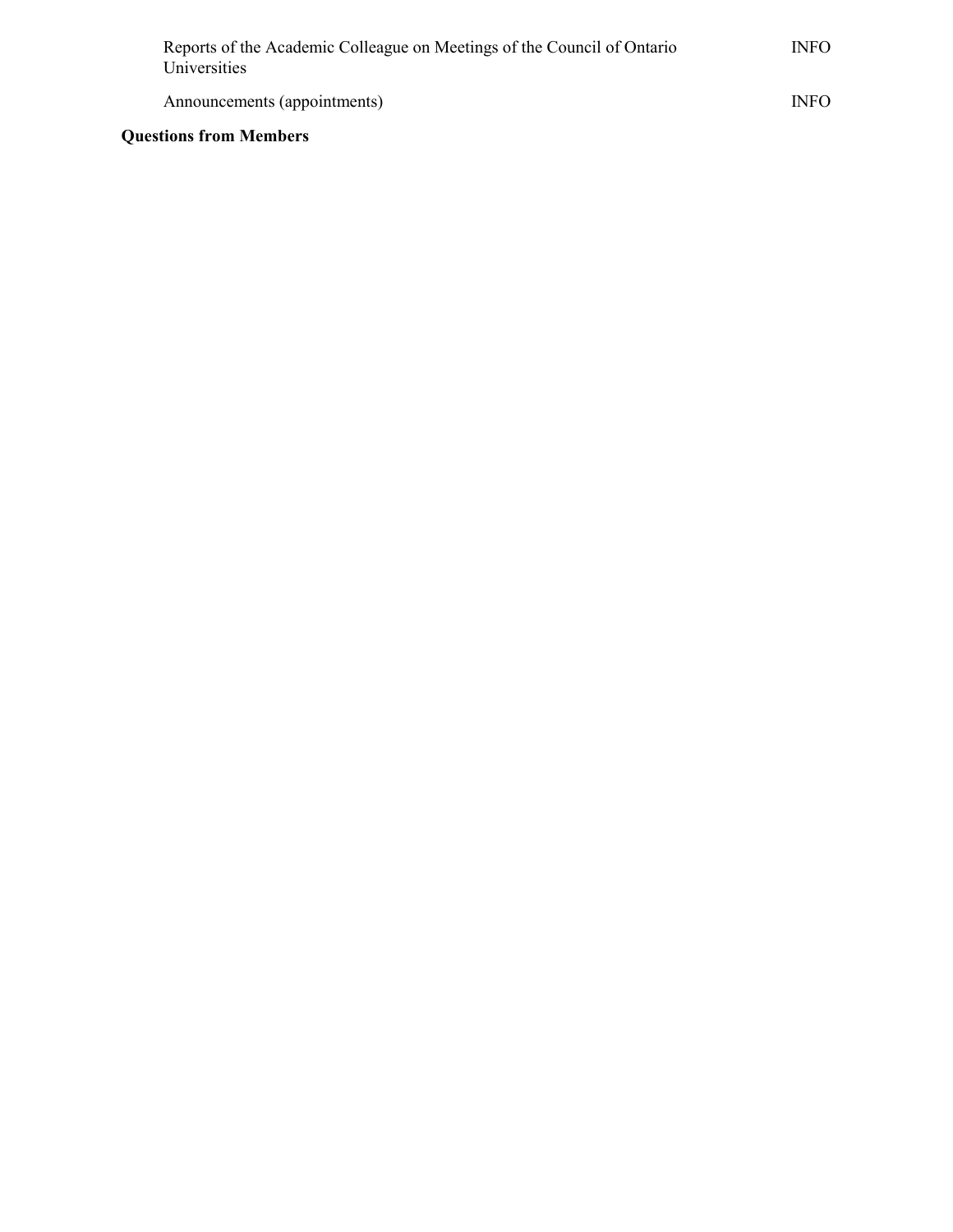| | |
|---|---|
| Reports of the Academic Colleague on Meetings of the Council of Ontario Universities | INFO |
| Announcements (appointments) | INFO |

**Questions from Members**